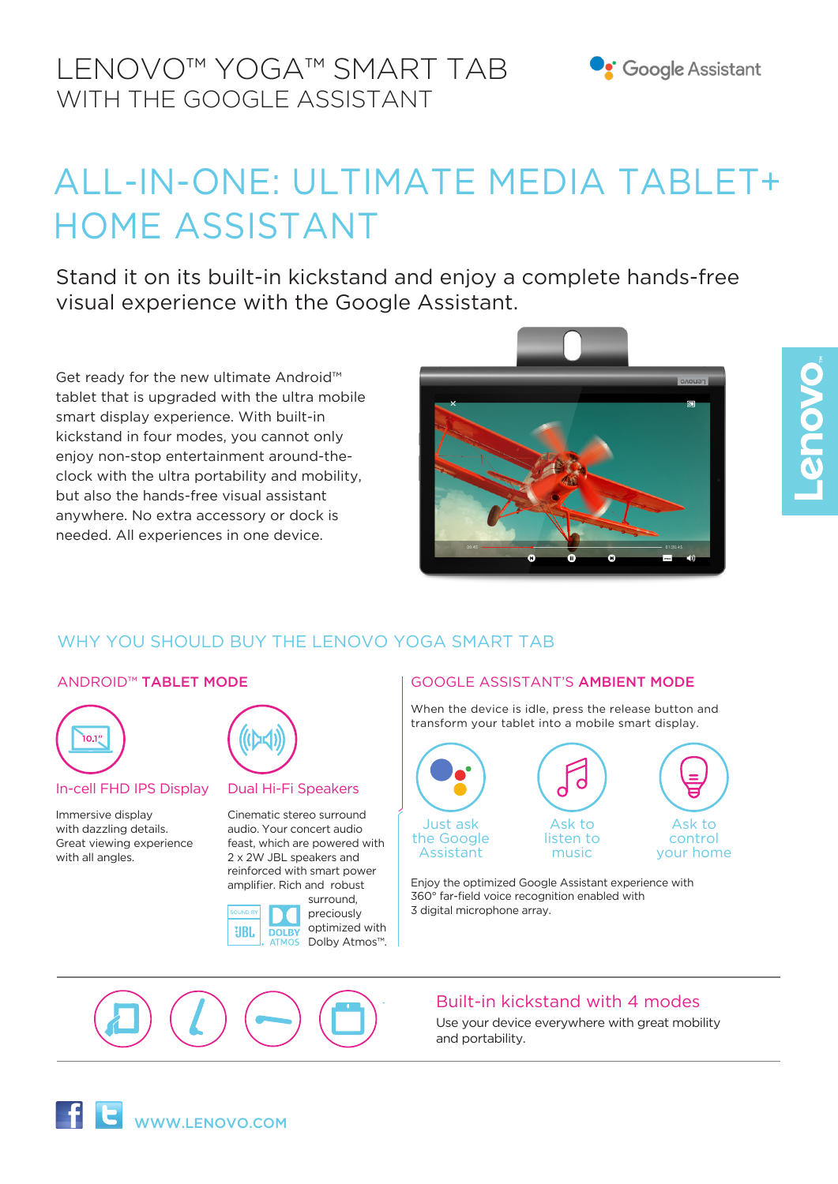# LENOVO™ YOGA™ SMART TAB
## WITH THE GOOGLE ASSISTANT

Google Assistant

# ALL-IN-ONE: ULTIMATE MEDIA TABLET+ HOME ASSISTANT

Stand it on its built-in kickstand and enjoy a complete hands-free visual experience with the Google Assistant.

Get ready for the new ultimate Android™ tablet that is upgraded with the ultra mobile smart display experience. With built-in kickstand in four modes, you cannot only enjoy non-stop entertainment around-the-clock with the ultra portability and mobility, but also the hands-free visual assistant anywhere. No extra accessory or dock is needed. All experiences in one device.

## WHY YOU SHOULD BUY THE LENOVO YOGA SMART TAB

### ANDROID™ TABLET MODE

**In-cell FHD IPS Display**

Immersive display with dazzling details. Great viewing experience with all angles.

**Dual Hi-Fi Speakers**

Cinematic stereo surround audio. Your concert audio feast, which are powered with 2 x 2W JBL speakers and reinforced with smart power amplifier. Rich and robust surround, preciously optimized with Dolby Atmos™.

### GOOGLE ASSISTANT'S AMBIENT MODE

When the device is idle, press the release button and transform your tablet into a mobile smart display.

- Just ask the Google Assistant
- Ask to listen to music
- Ask to control your home

Enjoy the optimized Google Assistant experience with 360° far-field voice recognition enabled with 3 digital microphone array.

### Built-in kickstand with 4 modes

Use your device everywhere with great mobility and portability.

WWW.LENOVO.COM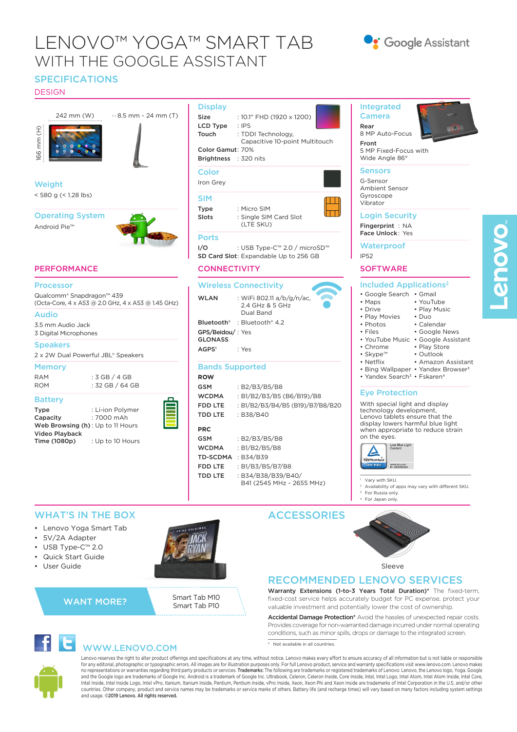# LENOVO™ YOGA™ SMART TAB WITH THE GOOGLE ASSISTANT

Google Assistant

## SPECIFICATIONS

### DESIGN

242 mm (W)

8.5 mm ~ 24 mm (T)

166 mm (H)

#### Weight

< 580 g (< 1.28 lbs)

#### Operating System

Android Pie™

#### Display

| | |
|---|---|
| Size | : 10.1" FHD (1920 x 1200) |
| LCD Type | : IPS |
| Touch | : TDDI Technology, Capacitive 10-point Multitouch |
| Color Gamut | : 70% |
| Brightness | : 320 nits |

#### Color

Iron Grey

#### SIM

| | |
|---|---|
| Type | : Micro SIM |
| Slots | : Single SIM Card Slot (LTE SKU) |

#### Ports

| | |
|---|---|
| I/O | : USB Type-C™ 2.0 / microSD™ |
| SD Card Slot | : Expandable Up to 256 GB |

#### Integrated Camera

**Rear**
8 MP Auto-Focus

**Front**
5 MP Fixed-Focus with Wide Angle 86°

#### Sensors

G-Sensor
Ambient Sensor
Gyroscope
Vibrator

#### Login Security

**Fingerprint** : NA
**Face Unlock**: Yes

#### Waterproof

IP52

### PERFORMANCE

#### Processor

Qualcomm® Snapdragon™ 439
(Octa-Core, 4 x A53 @ 2.0 GHz, 4 x A53 @ 1.45 GHz)

#### Audio

3.5 mm Audio Jack
3 Digital Microphones

#### Speakers

2 x 2W Dual Powerful JBL® Speakers

#### Memory

| | |
|---|---|
| RAM | : 3 GB / 4 GB |
| ROM | : 32 GB / 64 GB |

#### Battery

| | |
|---|---|
| Type | : Li-ion Polymer |
| Capacity | : 7000 mAh |
| Web Browsing (h) | : Up to 11 Hours |
| Video Playback Time (1080p) | : Up to 10 Hours |

### CONNECTIVITY

#### Wireless Connectivity

| | |
|---|---|
| WLAN | : WiFi 802.11 a/b/g/n/ac, 2.4 GHz & 5 GHz Dual Band |
| Bluetooth® | : Bluetooth® 4.2 |
| GPS/Beidou/ GLONASS | : Yes |
| AGPS[1] | : Yes |

#### Bands Supported

**ROW**

| | |
|---|---|
| GSM | : B2/B3/B5/B8 |
| WCDMA | : B1/B2/B3/B5 (B6/B19)/B8 |
| FDD LTE | : B1/B2/B3/B4/B5 (B19)/B7/B8/B20 |
| TDD LTE | : B38/B40 |

**PRC**

| | |
|---|---|
| GSM | : B2/B3/B5/B8 |
| WCDMA | : B1/B2/B5/B8 |
| TD-SCDMA | : B34/B39 |
| FDD LTE | : B1/B3/B5/B7/B8 |
| TDD LTE | : B34/B38/B39/B40/ B41 (2545 MHz - 2655 MHz) |

### SOFTWARE

#### Included Applications[2]

- Google Search
- Gmail
- Maps
- YouTube
- Drive
- Play Music
- Play Movies
- Duo
- Photos
- Calendar
- Files
- Google News
- YouTube Music
- Google Assistant
- Chrome
- Play Store
- Skype™
- Outlook
- Netflix
- Amazon Assistant
- Bing Wallpaper
- Yandex Browser[3]
- Yandex Search[3]
- Fskaren[4]

#### Eye Protection

With special light and display technology development, Lenovo tablets ensure that the display lowers harmful blue light when appropriate to reduce strain on the eyes.

TÜVRheinland CERTIFIED — Low Blue Light Content

[1] Vary with SKU.
[2] Availability of apps may vary with different SKU.
[3] For Russia only.
[4] For Japan only.

## WHAT'S IN THE BOX

- Lenovo Yoga Smart Tab
- 5V/2A Adapter
- USB Type-C™ 2.0
- Quick Start Guide
- User Guide

## ACCESSORIES

Sleeve

**WANT MORE?**

Smart Tab M10
Smart Tab P10

## RECOMMENDED LENOVO SERVICES

**Warranty Extensions (1-to-3 Years Total Duration)*** The fixed-term, fixed-cost service helps accurately budget for PC expense, protect your valuable investment and potentially lower the cost of ownership.

**Accidental Damage Protection*** Avoid the hassles of unexpected repair costs. Provides coverage for non-warranted damage incurred under normal operating conditions, such as minor spills, drops or damage to the integrated screen.

* Not available in all countries.

**WWW.LENOVO.COM**

Lenovo reserves the right to alter product offerings and specifications at any time, without notice. Lenovo makes every effort to ensure accuracy of all information but is not liable or responsible for any editorial, photographic or typographic errors. All images are for illustration purposes only. For full Lenovo product, service and warranty specifications visit www.lenovo.com. Lenovo makes no representations or warranties regarding third party products or services. **Trademarks:** The following are trademarks or registered trademarks of Lenovo: Lenovo, the Lenovo logo, Yoga. Google and the Google logo are trademarks of Google Inc. Android is a trademark of Google Inc. Ultrabook, Celeron, Celeron Inside, Core Inside, Intel, Intel Logo, Intel Atom, Intel Atom Inside, Intel Core, Intel Inside, Intel Inside Logo, Intel vPro, Itanium, Itanium Inside, Pentium, Pentium Inside, vPro Inside, Xeon, Xeon Phi and Xeon Inside are trademarks of Intel Corporation in the U.S. and/or other countries. Other company, product and service names may be trademarks or service marks of others. Battery life (and recharge times) will vary based on many factors including system settings and usage. **©2019 Lenovo. All rights reserved.**